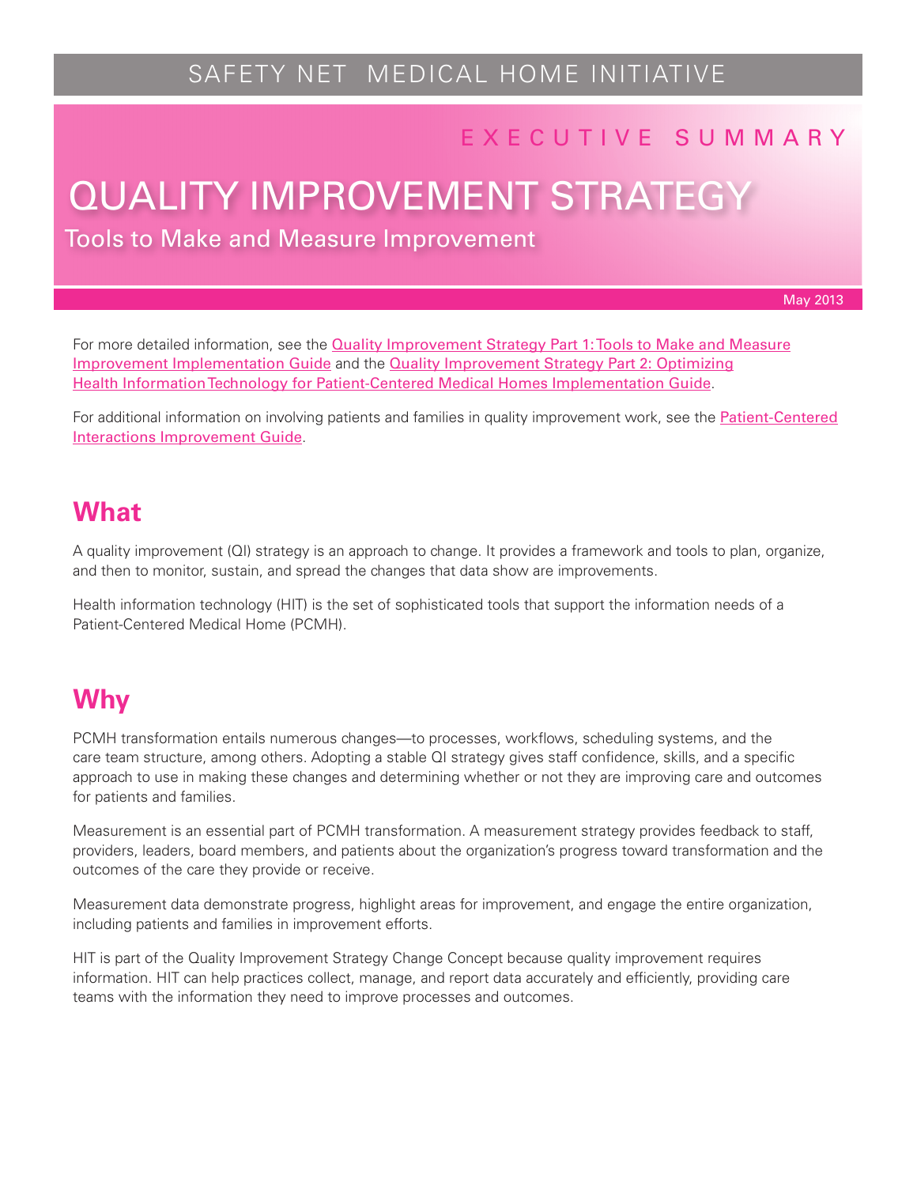SAFETY NET MEDICAL HOME INITIATIVE

EXECUTIVE SUMMARY

# QUALITY IMPROVEMENT STRATEGY

## Tools to Make and Measure Improvement

May 2013

For more detailed information, see the Quality Improvement Strategy Part 1: Tools to Make and Measure Improvement Implementation Guide and the Quality Improvement Strategy Part 2: Optimizing Health Information Technology for Patient-Centered Medical Homes Implementation Guide.

For additional information on involving patients and families in quality improvement work, see the Patient-Centered Interactions Improvement Guide.

## What

A quality improvement (QI) strategy is an approach to change. It provides a framework and tools to plan, organize, and then to monitor, sustain, and spread the changes that data show are improvements.

Health information technology (HIT) is the set of sophisticated tools that support the information needs of a Patient-Centered Medical Home (PCMH).

## Why

PCMH transformation entails numerous changes—to processes, workflows, scheduling systems, and the care team structure, among others. Adopting a stable QI strategy gives staff confidence, skills, and a specific approach to use in making these changes and determining whether or not they are improving care and outcomes for patients and families.

Measurement is an essential part of PCMH transformation. A measurement strategy provides feedback to staff, providers, leaders, board members, and patients about the organization's progress toward transformation and the outcomes of the care they provide or receive.

Measurement data demonstrate progress, highlight areas for improvement, and engage the entire organization, including patients and families in improvement efforts.

HIT is part of the Quality Improvement Strategy Change Concept because quality improvement requires information. HIT can help practices collect, manage, and report data accurately and efficiently, providing care teams with the information they need to improve processes and outcomes.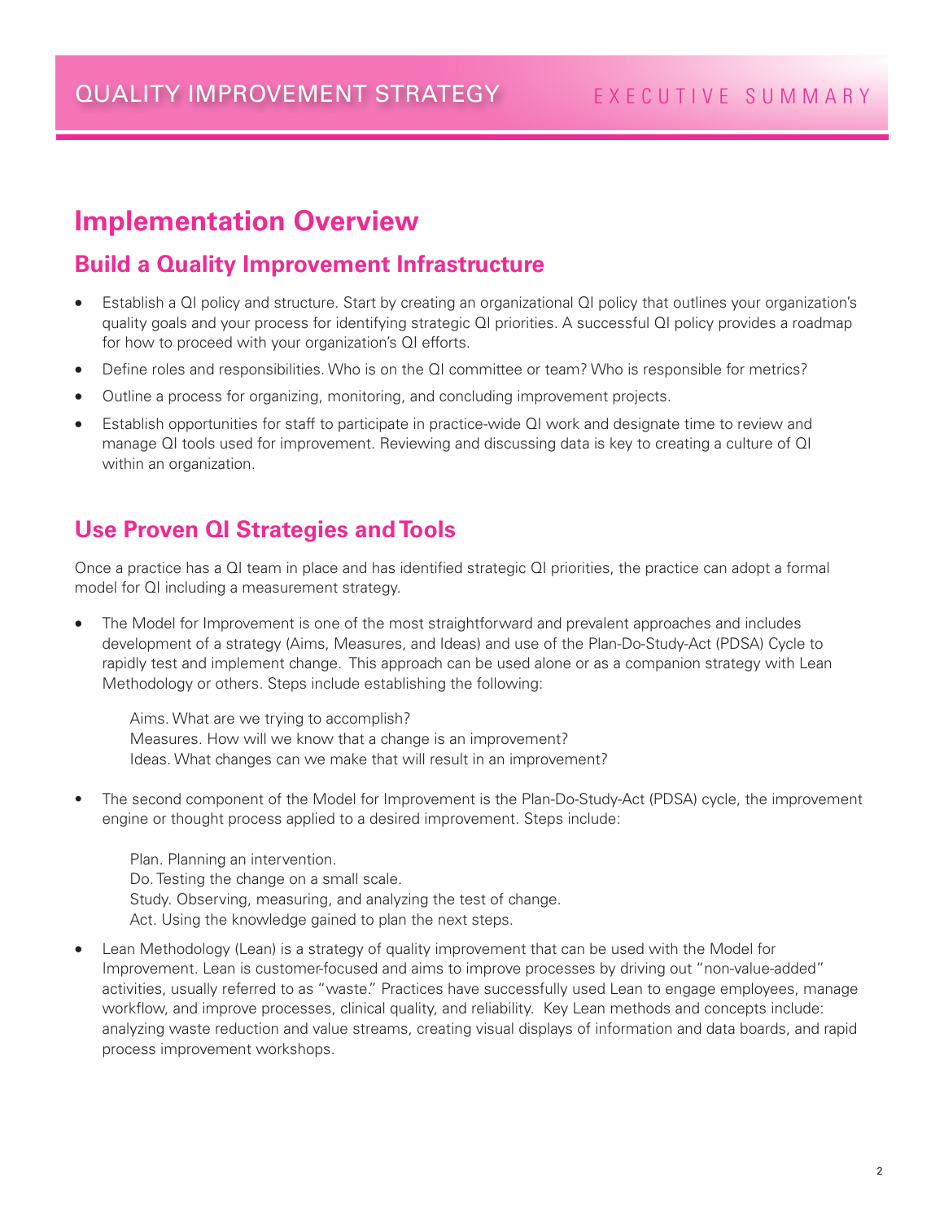# Implementation Overview

## Build a Quality Improvement Infrastructure

- Establish a QI policy and structure. Start by creating an organizational QI policy that outlines your organization's quality goals and your process for identifying strategic QI priorities. A successful QI policy provides a roadmap for how to proceed with your organization's QI efforts.
- Define roles and responsibilities. Who is on the QI committee or team? Who is responsible for metrics?
- Outline a process for organizing, monitoring, and concluding improvement projects.
- Establish opportunities for staff to participate in practice-wide QI work and designate time to review and manage QI tools used for improvement. Reviewing and discussing data is key to creating a culture of QI within an organization.

## Use Proven QI Strategies and Tools

Once a practice has a QI team in place and has identified strategic QI priorities, the practice can adopt a formal model for QI including a measurement strategy.

- The Model for Improvement is one of the most straightforward and prevalent approaches and includes development of a strategy (Aims, Measures, and Ideas) and use of the Plan-Do-Study-Act (PDSA) Cycle to rapidly test and implement change. This approach can be used alone or as a companion strategy with Lean Methodology or others. Steps include establishing the following:

  Aims. What are we trying to accomplish?
  Measures. How will we know that a change is an improvement?
  Ideas. What changes can we make that will result in an improvement?

- The second component of the Model for Improvement is the Plan-Do-Study-Act (PDSA) cycle, the improvement engine or thought process applied to a desired improvement. Steps include:

  Plan. Planning an intervention.
  Do. Testing the change on a small scale.
  Study. Observing, measuring, and analyzing the test of change.
  Act. Using the knowledge gained to plan the next steps.

- Lean Methodology (Lean) is a strategy of quality improvement that can be used with the Model for Improvement. Lean is customer-focused and aims to improve processes by driving out "non-value-added" activities, usually referred to as "waste." Practices have successfully used Lean to engage employees, manage workflow, and improve processes, clinical quality, and reliability. Key Lean methods and concepts include: analyzing waste reduction and value streams, creating visual displays of information and data boards, and rapid process improvement workshops.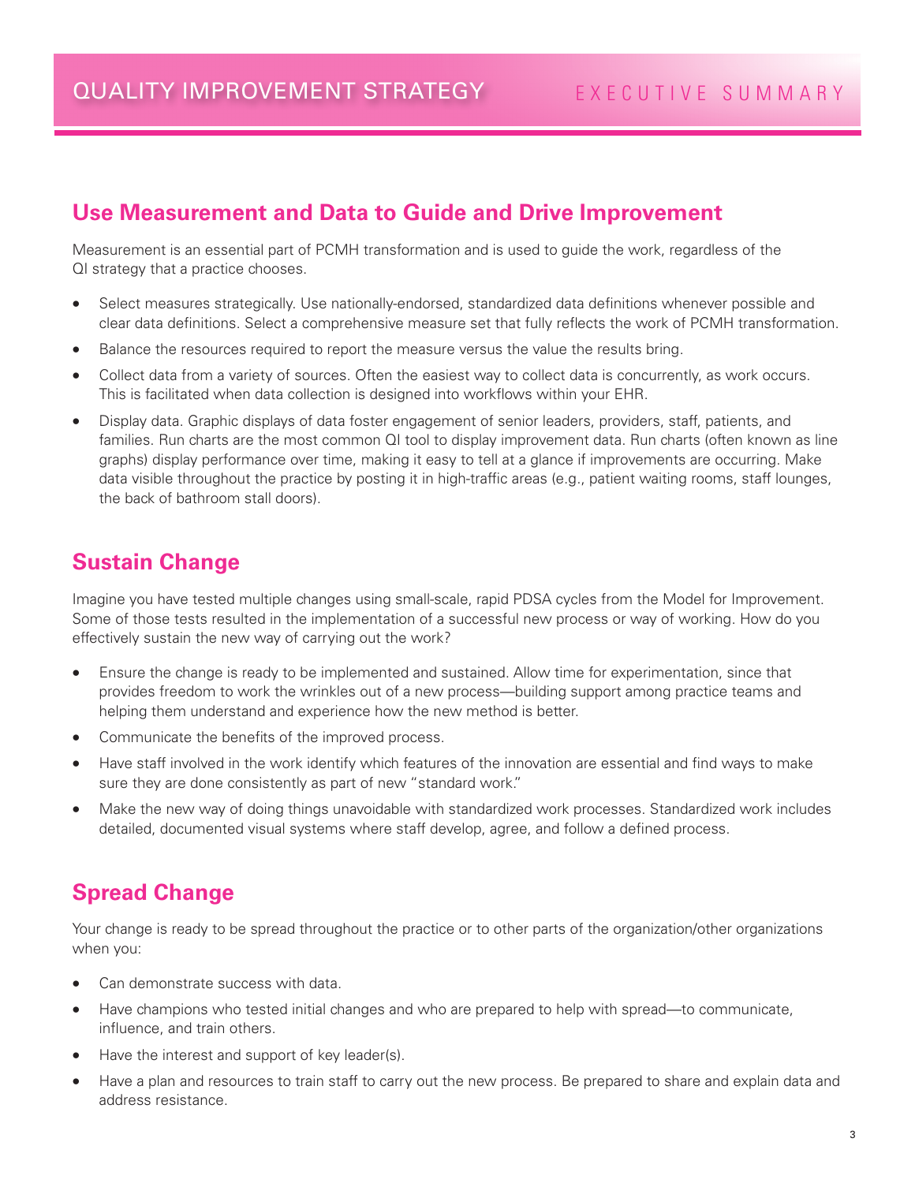# QUALITY IMPROVEMENT STRATEGY

EXECUTIVE SUMMARY

## Use Measurement and Data to Guide and Drive Improvement

Measurement is an essential part of PCMH transformation and is used to guide the work, regardless of the QI strategy that a practice chooses.

- Select measures strategically. Use nationally-endorsed, standardized data definitions whenever possible and clear data definitions. Select a comprehensive measure set that fully reflects the work of PCMH transformation.
- Balance the resources required to report the measure versus the value the results bring.
- Collect data from a variety of sources. Often the easiest way to collect data is concurrently, as work occurs. This is facilitated when data collection is designed into workflows within your EHR.
- Display data. Graphic displays of data foster engagement of senior leaders, providers, staff, patients, and families. Run charts are the most common QI tool to display improvement data. Run charts (often known as line graphs) display performance over time, making it easy to tell at a glance if improvements are occurring. Make data visible throughout the practice by posting it in high-traffic areas (e.g., patient waiting rooms, staff lounges, the back of bathroom stall doors).

## Sustain Change

Imagine you have tested multiple changes using small-scale, rapid PDSA cycles from the Model for Improvement. Some of those tests resulted in the implementation of a successful new process or way of working. How do you effectively sustain the new way of carrying out the work?

- Ensure the change is ready to be implemented and sustained. Allow time for experimentation, since that provides freedom to work the wrinkles out of a new process—building support among practice teams and helping them understand and experience how the new method is better.
- Communicate the benefits of the improved process.
- Have staff involved in the work identify which features of the innovation are essential and find ways to make sure they are done consistently as part of new "standard work."
- Make the new way of doing things unavoidable with standardized work processes. Standardized work includes detailed, documented visual systems where staff develop, agree, and follow a defined process.

## Spread Change

Your change is ready to be spread throughout the practice or to other parts of the organization/other organizations when you:

- Can demonstrate success with data.
- Have champions who tested initial changes and who are prepared to help with spread—to communicate, influence, and train others.
- Have the interest and support of key leader(s).
- Have a plan and resources to train staff to carry out the new process. Be prepared to share and explain data and address resistance.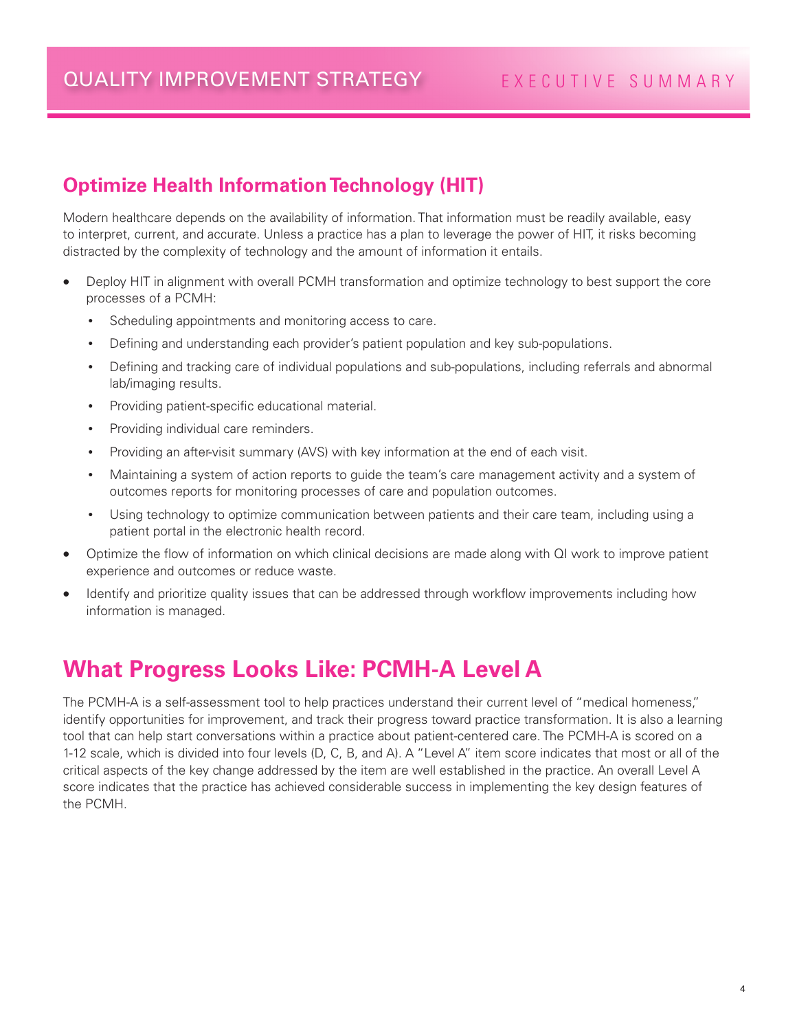## Optimize Health Information Technology (HIT)

Modern healthcare depends on the availability of information. That information must be readily available, easy to interpret, current, and accurate. Unless a practice has a plan to leverage the power of HIT, it risks becoming distracted by the complexity of technology and the amount of information it entails.

- Deploy HIT in alignment with overall PCMH transformation and optimize technology to best support the core processes of a PCMH:
  - Scheduling appointments and monitoring access to care.
  - Defining and understanding each provider's patient population and key sub-populations.
  - Defining and tracking care of individual populations and sub-populations, including referrals and abnormal lab/imaging results.
  - Providing patient-specific educational material.
  - Providing individual care reminders.
  - Providing an after-visit summary (AVS) with key information at the end of each visit.
  - Maintaining a system of action reports to guide the team's care management activity and a system of outcomes reports for monitoring processes of care and population outcomes.
  - Using technology to optimize communication between patients and their care team, including using a patient portal in the electronic health record.
- Optimize the flow of information on which clinical decisions are made along with QI work to improve patient experience and outcomes or reduce waste.
- Identify and prioritize quality issues that can be addressed through workflow improvements including how information is managed.

# What Progress Looks Like: PCMH-A Level A

The PCMH-A is a self-assessment tool to help practices understand their current level of "medical homeness," identify opportunities for improvement, and track their progress toward practice transformation. It is also a learning tool that can help start conversations within a practice about patient-centered care. The PCMH-A is scored on a 1-12 scale, which is divided into four levels (D, C, B, and A). A "Level A" item score indicates that most or all of the critical aspects of the key change addressed by the item are well established in the practice. An overall Level A score indicates that the practice has achieved considerable success in implementing the key design features of the PCMH.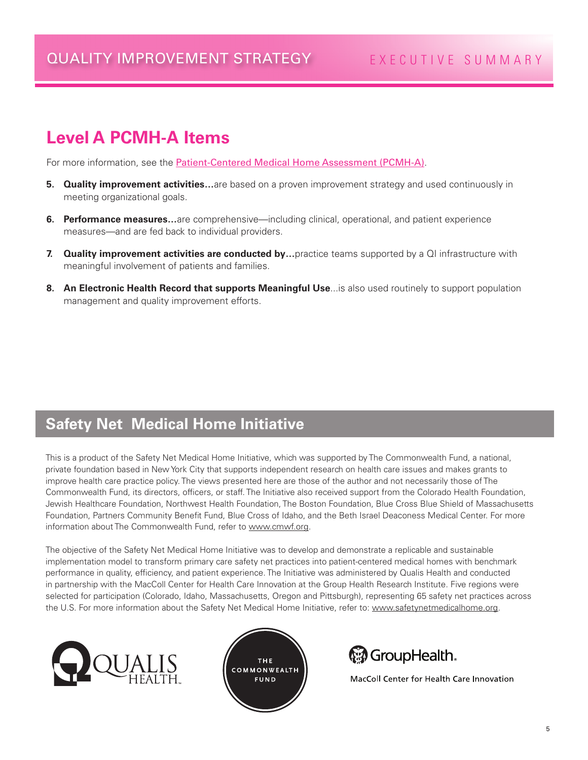# Level A PCMH-A Items

For more information, see the [Patient-Centered Medical Home Assessment (PCMH-A)](#).

5. **Quality improvement activities…**are based on a proven improvement strategy and used continuously in meeting organizational goals.
6. **Performance measures…**are comprehensive—including clinical, operational, and patient experience measures—and are fed back to individual providers.
7. **Quality improvement activities are conducted by…**practice teams supported by a QI infrastructure with meaningful involvement of patients and families.
8. **An Electronic Health Record that supports Meaningful Use**...is also used routinely to support population management and quality improvement efforts.

## Safety Net Medical Home Initiative

This is a product of the Safety Net Medical Home Initiative, which was supported by The Commonwealth Fund, a national, private foundation based in New York City that supports independent research on health care issues and makes grants to improve health care practice policy. The views presented here are those of the author and not necessarily those of The Commonwealth Fund, its directors, officers, or staff. The Initiative also received support from the Colorado Health Foundation, Jewish Healthcare Foundation, Northwest Health Foundation, The Boston Foundation, Blue Cross Blue Shield of Massachusetts Foundation, Partners Community Benefit Fund, Blue Cross of Idaho, and the Beth Israel Deaconess Medical Center. For more information about The Commonwealth Fund, refer to www.cmwf.org.

The objective of the Safety Net Medical Home Initiative was to develop and demonstrate a replicable and sustainable implementation model to transform primary care safety net practices into patient-centered medical homes with benchmark performance in quality, efficiency, and patient experience. The Initiative was administered by Qualis Health and conducted in partnership with the MacColl Center for Health Care Innovation at the Group Health Research Institute. Five regions were selected for participation (Colorado, Idaho, Massachusetts, Oregon and Pittsburgh), representing 65 safety net practices across the U.S. For more information about the Safety Net Medical Home Initiative, refer to: www.safetynetmedicalhome.org.

QUALIS HEALTH

THE COMMONWEALTH FUND

GroupHealth.

MacColl Center for Health Care Innovation